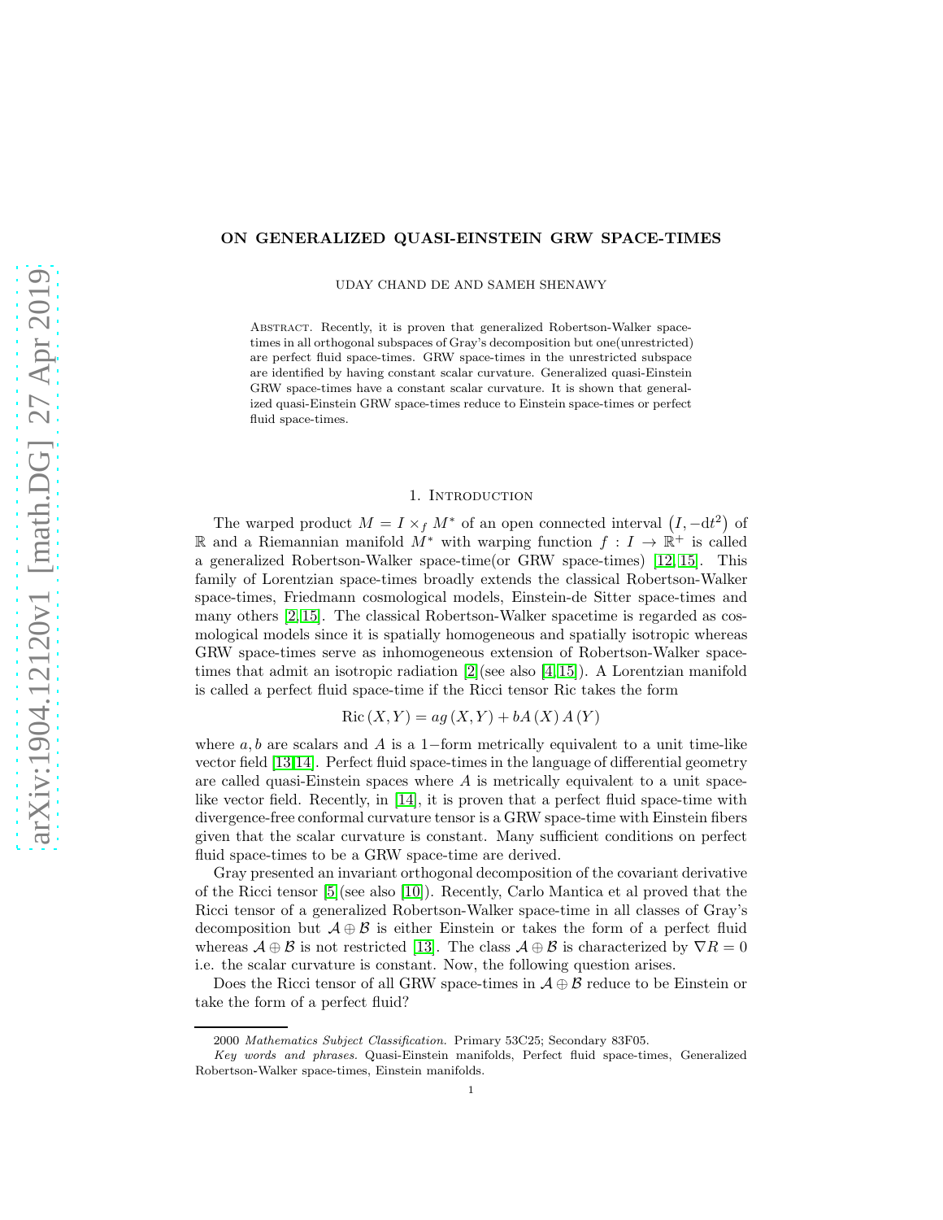# ON GENERALIZED QUASI-EINSTEIN GRW SPACE-TIMES

UDAY CHAND DE AND SAMEH SHENAWY

Abstract. Recently, it is proven that generalized Robertson-Walker space-times in all orthogonal subspaces of Gray's decomposition but one(unrestricted) are perfect fluid space-times. GRW space-times in the unrestricted subspace are identified by having constant scalar curvature. Generalized quasi-Einstein GRW space-times have a constant scalar curvature. It is shown that generalized quasi-Einstein GRW space-times reduce to Einstein space-times or perfect fluid space-times.

## 1. Introduction

The warped product $M = I \times_f M^*$ of an open connected interval $(I, -\mathrm{d}t^2)$ of $\mathbb{R}$ and a Riemannian manifold $M^*$ with warping function $f : I \to \mathbb{R}^+$ is called a generalized Robertson-Walker space-time(or GRW space-times) [12, 15]. This family of Lorentzian space-times broadly extends the classical Robertson-Walker space-times, Friedmann cosmological models, Einstein-de Sitter space-times and many others [2,15]. The classical Robertson-Walker spacetime is regarded as cosmological models since it is spatially homogeneous and spatially isotropic whereas GRW space-times serve as inhomogeneous extension of Robertson-Walker space-times that admit an isotropic radiation [2](see also [4,15]). A Lorentzian manifold is called a perfect fluid space-time if the Ricci tensor Ric takes the form

$$\mathrm{Ric}(X, Y) = ag(X, Y) + bA(X) A(Y)$$

where $a, b$ are scalars and $A$ is a $1-$form metrically equivalent to a unit time-like vector field [13,14]. Perfect fluid space-times in the language of differential geometry are called quasi-Einstein spaces where $A$ is metrically equivalent to a unit space-like vector field. Recently, in [14], it is proven that a perfect fluid space-time with divergence-free conformal curvature tensor is a GRW space-time with Einstein fibers given that the scalar curvature is constant. Many sufficient conditions on perfect fluid space-times to be a GRW space-time are derived.

Gray presented an invariant orthogonal decomposition of the covariant derivative of the Ricci tensor [5](see also [10]). Recently, Carlo Mantica et al proved that the Ricci tensor of a generalized Robertson-Walker space-time in all classes of Gray's decomposition but $\mathcal{A} \oplus \mathcal{B}$ is either Einstein or takes the form of a perfect fluid whereas $\mathcal{A} \oplus \mathcal{B}$ is not restricted [13]. The class $\mathcal{A} \oplus \mathcal{B}$ is characterized by $\nabla R = 0$ i.e. the scalar curvature is constant. Now, the following question arises.

Does the Ricci tensor of all GRW space-times in $\mathcal{A} \oplus \mathcal{B}$ reduce to be Einstein or take the form of a perfect fluid?

---

2000 *Mathematics Subject Classification.* Primary 53C25; Secondary 83F05.

*Key words and phrases.* Quasi-Einstein manifolds, Perfect fluid space-times, Generalized Robertson-Walker space-times, Einstein manifolds.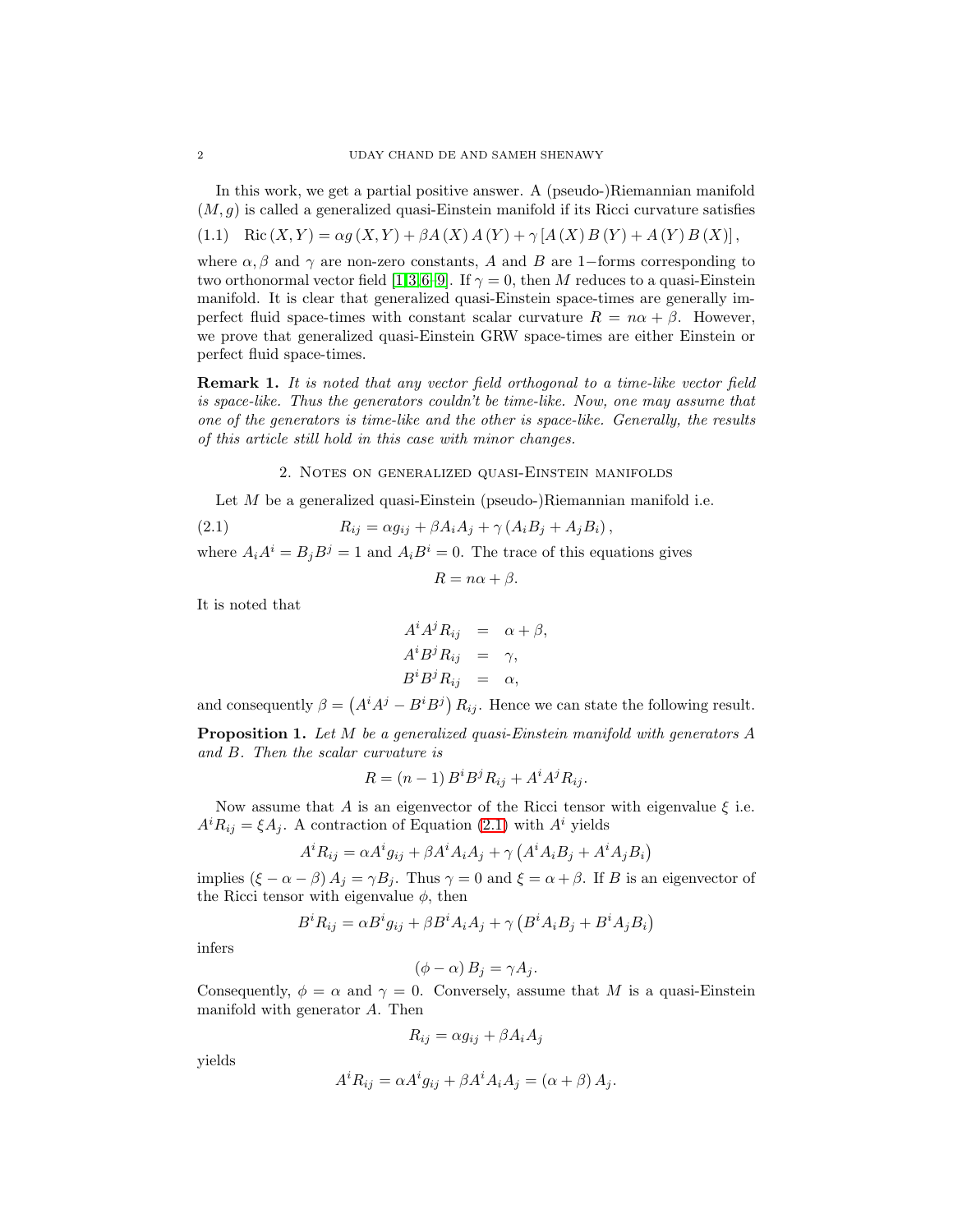In this work, we get a partial positive answer. A (pseudo-)Riemannian manifold $(M, g)$ is called a generalized quasi-Einstein manifold if its Ricci curvature satisfies

$$\text{Ric}(X, Y) = \alpha g(X, Y) + \beta A(X) A(Y) + \gamma [A(X) B(Y) + A(Y) B(X)], \tag{1.1}$$

where $\alpha, \beta$ and $\gamma$ are non-zero constants, $A$ and $B$ are 1−forms corresponding to two orthonormal vector field [1,3,6–9]. If $\gamma = 0$, then $M$ reduces to a quasi-Einstein manifold. It is clear that generalized quasi-Einstein space-times are generally imperfect fluid space-times with constant scalar curvature $R = n\alpha + \beta$. However, we prove that generalized quasi-Einstein GRW space-times are either Einstein or perfect fluid space-times.

**Remark 1.** *It is noted that any vector field orthogonal to a time-like vector field is space-like. Thus the generators couldn't be time-like. Now, one may assume that one of the generators is time-like and the other is space-like. Generally, the results of this article still hold in this case with minor changes.*

## 2. Notes on generalized quasi-Einstein manifolds

Let $M$ be a generalized quasi-Einstein (pseudo-)Riemannian manifold i.e.

$$R_{ij} = \alpha g_{ij} + \beta A_i A_j + \gamma (A_i B_j + A_j B_i), \tag{2.1}$$

where $A_i A^i = B_j B^j = 1$ and $A_i B^i = 0$. The trace of this equations gives

$$R = n\alpha + \beta.$$

It is noted that

$$\begin{aligned} A^i A^j R_{ij} &= \alpha + \beta, \\ A^i B^j R_{ij} &= \gamma, \\ B^i B^j R_{ij} &= \alpha, \end{aligned}$$

and consequently $\beta = \left(A^i A^j - B^i B^j\right) R_{ij}$. Hence we can state the following result.

**Proposition 1.** *Let $M$ be a generalized quasi-Einstein manifold with generators $A$ and $B$. Then the scalar curvature is*

$$R = (n-1) B^i B^j R_{ij} + A^i A^j R_{ij}.$$

Now assume that $A$ is an eigenvector of the Ricci tensor with eigenvalue $\xi$ i.e. $A^i R_{ij} = \xi A_j$. A contraction of Equation (2.1) with $A^i$ yields

$$A^i R_{ij} = \alpha A^i g_{ij} + \beta A^i A_i A_j + \gamma \left(A^i A_i B_j + A^i A_j B_i\right)$$

implies $(\xi - \alpha - \beta) A_j = \gamma B_j$. Thus $\gamma = 0$ and $\xi = \alpha + \beta$. If $B$ is an eigenvector of the Ricci tensor with eigenvalue $\phi$, then

$$B^i R_{ij} = \alpha B^i g_{ij} + \beta B^i A_i A_j + \gamma \left(B^i A_i B_j + B^i A_j B_i\right)$$

infers

$$(\phi - \alpha) B_j = \gamma A_j.$$

Consequently, $\phi = \alpha$ and $\gamma = 0$. Conversely, assume that $M$ is a quasi-Einstein manifold with generator $A$. Then

$$R_{ij} = \alpha g_{ij} + \beta A_i A_j$$

yields

$$A^i R_{ij} = \alpha A^i g_{ij} + \beta A^i A_i A_j = (\alpha + \beta) A_j.$$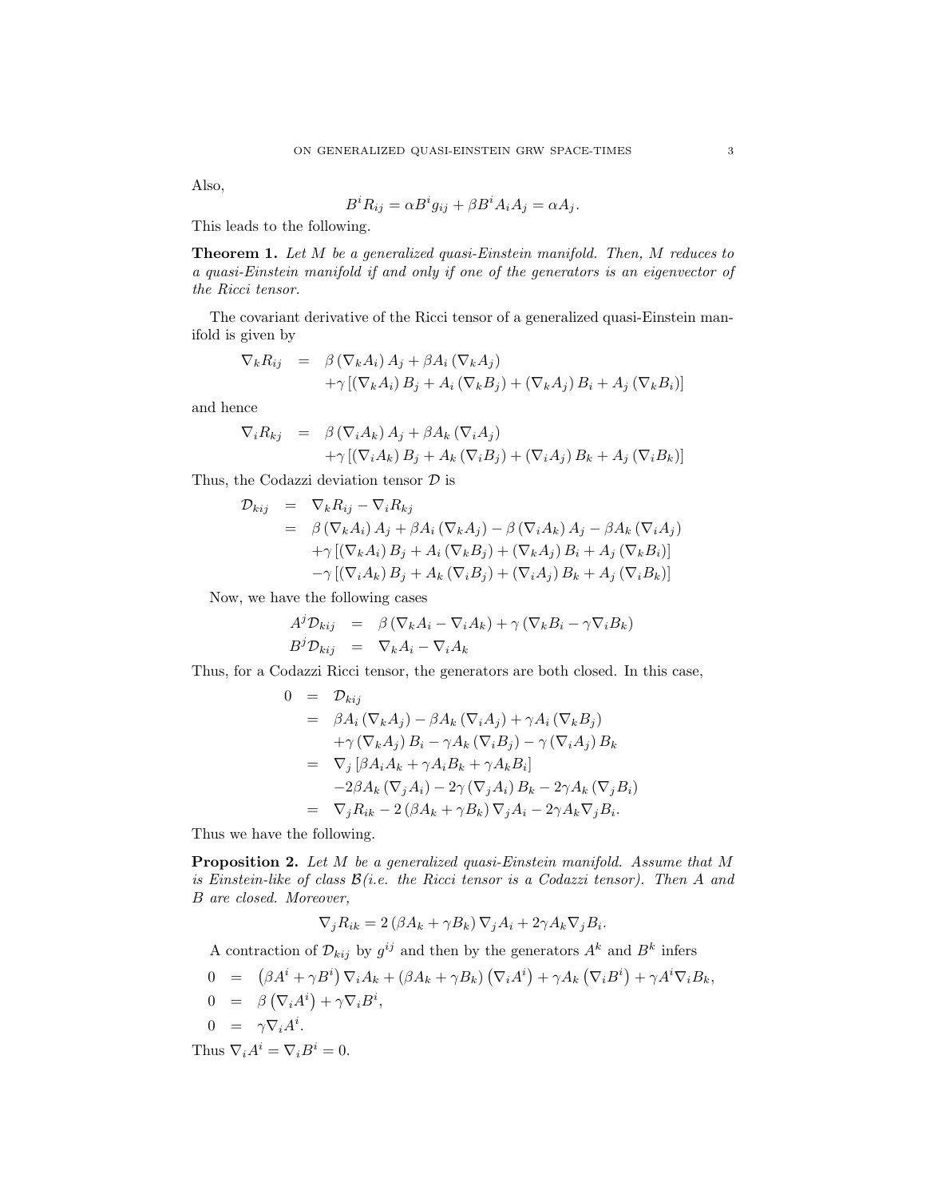Also,

$$B^i R_{ij} = \alpha B^i g_{ij} + \beta B^i A_i A_j = \alpha A_j.$$

This leads to the following.

**Theorem 1.** *Let $M$ be a generalized quasi-Einstein manifold. Then, $M$ reduces to a quasi-Einstein manifold if and only if one of the generators is an eigenvector of the Ricci tensor.*

The covariant derivative of the Ricci tensor of a generalized quasi-Einstein manifold is given by

$$\begin{aligned}
\nabla_k R_{ij} &= \beta \left(\nabla_k A_i\right) A_j + \beta A_i \left(\nabla_k A_j\right) \\
&\quad + \gamma \left[\left(\nabla_k A_i\right) B_j + A_i \left(\nabla_k B_j\right) + \left(\nabla_k A_j\right) B_i + A_j \left(\nabla_k B_i\right)\right]
\end{aligned}$$

and hence

$$\begin{aligned}
\nabla_i R_{kj} &= \beta \left(\nabla_i A_k\right) A_j + \beta A_k \left(\nabla_i A_j\right) \\
&\quad + \gamma \left[\left(\nabla_i A_k\right) B_j + A_k \left(\nabla_i B_j\right) + \left(\nabla_i A_j\right) B_k + A_j \left(\nabla_i B_k\right)\right]
\end{aligned}$$

Thus, the Codazzi deviation tensor $\mathcal{D}$ is

$$\begin{aligned}
\mathcal{D}_{kij} &= \nabla_k R_{ij} - \nabla_i R_{kj} \\
&= \beta \left(\nabla_k A_i\right) A_j + \beta A_i \left(\nabla_k A_j\right) - \beta \left(\nabla_i A_k\right) A_j - \beta A_k \left(\nabla_i A_j\right) \\
&\quad + \gamma \left[\left(\nabla_k A_i\right) B_j + A_i \left(\nabla_k B_j\right) + \left(\nabla_k A_j\right) B_i + A_j \left(\nabla_k B_i\right)\right] \\
&\quad - \gamma \left[\left(\nabla_i A_k\right) B_j + A_k \left(\nabla_i B_j\right) + \left(\nabla_i A_j\right) B_k + A_j \left(\nabla_i B_k\right)\right]
\end{aligned}$$

Now, we have the following cases

$$\begin{aligned}
A^j \mathcal{D}_{kij} &= \beta \left(\nabla_k A_i - \nabla_i A_k\right) + \gamma \left(\nabla_k B_i - \gamma \nabla_i B_k\right) \\
B^j \mathcal{D}_{kij} &= \nabla_k A_i - \nabla_i A_k
\end{aligned}$$

Thus, for a Codazzi Ricci tensor, the generators are both closed. In this case,

$$\begin{aligned}
0 &= \mathcal{D}_{kij} \\
&= \beta A_i \left(\nabla_k A_j\right) - \beta A_k \left(\nabla_i A_j\right) + \gamma A_i \left(\nabla_k B_j\right) \\
&\quad + \gamma \left(\nabla_k A_j\right) B_i - \gamma A_k \left(\nabla_i B_j\right) - \gamma \left(\nabla_i A_j\right) B_k \\
&= \nabla_j \left[\beta A_i A_k + \gamma A_i B_k + \gamma A_k B_i\right] \\
&\quad - 2\beta A_k \left(\nabla_j A_i\right) - 2\gamma \left(\nabla_j A_i\right) B_k - 2\gamma A_k \left(\nabla_j B_i\right) \\
&= \nabla_j R_{ik} - 2 \left(\beta A_k + \gamma B_k\right) \nabla_j A_i - 2\gamma A_k \nabla_j B_i.
\end{aligned}$$

Thus we have the following.

**Proposition 2.** *Let $M$ be a generalized quasi-Einstein manifold. Assume that $M$ is Einstein-like of class $\mathcal{B}$(i.e. the Ricci tensor is a Codazzi tensor). Then $A$ and $B$ are closed. Moreover,*

$$\nabla_j R_{ik} = 2 \left(\beta A_k + \gamma B_k\right) \nabla_j A_i + 2\gamma A_k \nabla_j B_i.$$

A contraction of $\mathcal{D}_{kij}$ by $g^{ij}$ and then by the generators $A^k$ and $B^k$ infers

$$\begin{aligned}
0 &= \left(\beta A^i + \gamma B^i\right) \nabla_i A_k + \left(\beta A_k + \gamma B_k\right) \left(\nabla_i A^i\right) + \gamma A_k \left(\nabla_i B^i\right) + \gamma A^i \nabla_i B_k, \\
0 &= \beta \left(\nabla_i A^i\right) + \gamma \nabla_i B^i, \\
0 &= \gamma \nabla_i A^i.
\end{aligned}$$

Thus $\nabla_i A^i = \nabla_i B^i = 0$.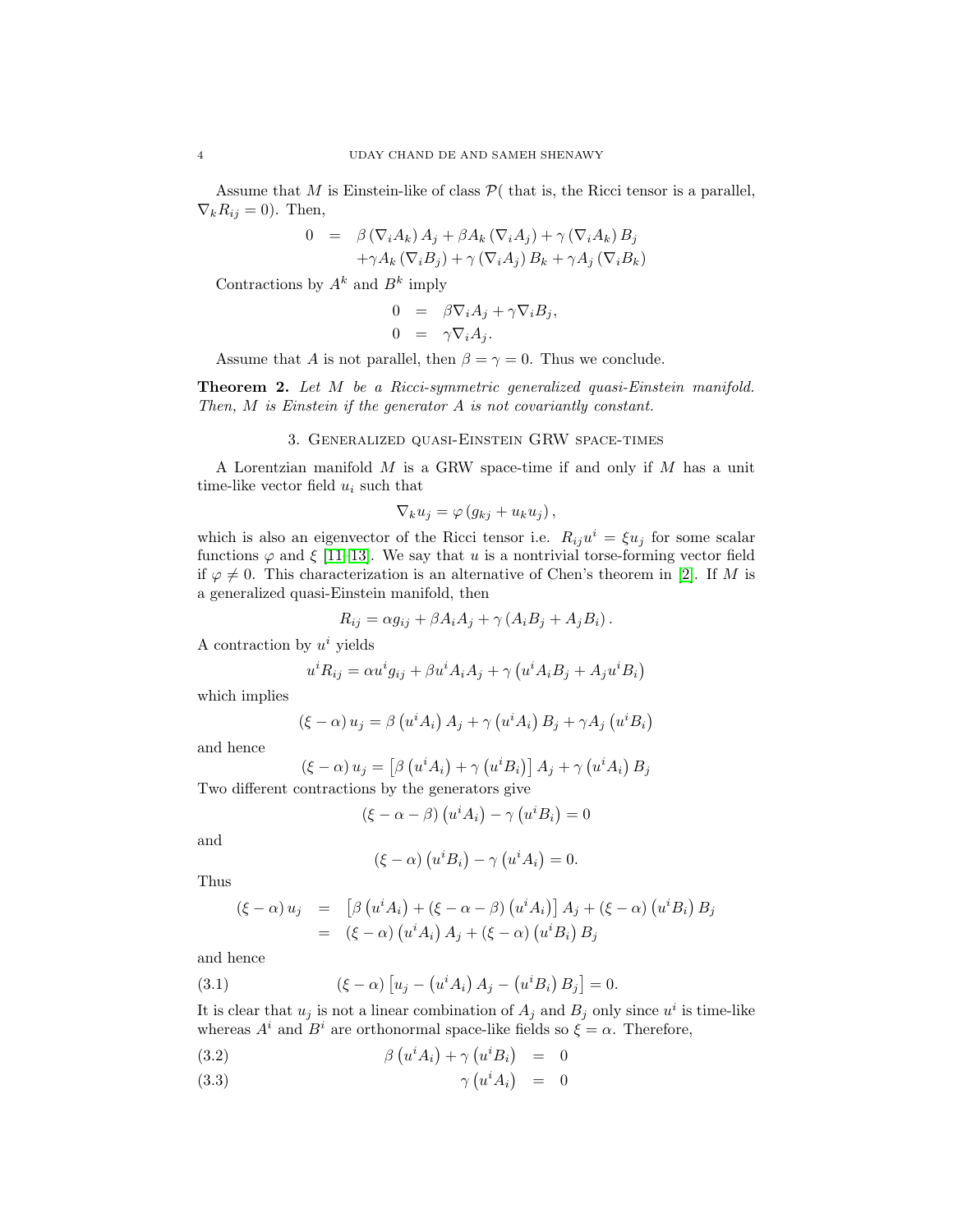Assume that $M$ is Einstein-like of class $\mathcal{P}$( that is, the Ricci tensor is a parallel, $\nabla_k R_{ij} = 0$). Then,

$$
\begin{aligned}
0 &= \beta \left(\nabla_i A_k\right) A_j + \beta A_k \left(\nabla_i A_j\right) + \gamma \left(\nabla_i A_k\right) B_j \\
&\quad + \gamma A_k \left(\nabla_i B_j\right) + \gamma \left(\nabla_i A_j\right) B_k + \gamma A_j \left(\nabla_i B_k\right)
\end{aligned}
$$

Contractions by $A^k$ and $B^k$ imply

$$
\begin{aligned}
0 &= \beta \nabla_i A_j + \gamma \nabla_i B_j, \\
0 &= \gamma \nabla_i A_j.
\end{aligned}
$$

Assume that $A$ is not parallel, then $\beta = \gamma = 0$. Thus we conclude.

**Theorem 2.** *Let $M$ be a Ricci-symmetric generalized quasi-Einstein manifold. Then, $M$ is Einstein if the generator $A$ is not covariantly constant.*

## 3. Generalized quasi-Einstein GRW space-times

A Lorentzian manifold $M$ is a GRW space-time if and only if $M$ has a unit time-like vector field $u_i$ such that

$$
\nabla_k u_j = \varphi \left(g_{kj} + u_k u_j\right),
$$

which is also an eigenvector of the Ricci tensor i.e. $R_{ij} u^i = \xi u_j$ for some scalar functions $\varphi$ and $\xi$ [11–13]. We say that $u$ is a nontrivial torse-forming vector field if $\varphi \neq 0$. This characterization is an alternative of Chen's theorem in [2]. If $M$ is a generalized quasi-Einstein manifold, then

$$
R_{ij} = \alpha g_{ij} + \beta A_i A_j + \gamma \left(A_i B_j + A_j B_i\right).
$$

A contraction by $u^i$ yields

$$
u^i R_{ij} = \alpha u^i g_{ij} + \beta u^i A_i A_j + \gamma \left(u^i A_i B_j + A_j u^i B_i\right)
$$

which implies

$$
\left(\xi - \alpha\right) u_j = \beta \left(u^i A_i\right) A_j + \gamma \left(u^i A_i\right) B_j + \gamma A_j \left(u^i B_i\right)
$$

and hence

$$
\left(\xi - \alpha\right) u_j = \left[\beta \left(u^i A_i\right) + \gamma \left(u^i B_i\right)\right] A_j + \gamma \left(u^i A_i\right) B_j
$$

Two different contractions by the generators give

$$
\left(\xi - \alpha - \beta\right) \left(u^i A_i\right) - \gamma \left(u^i B_i\right) = 0
$$

and

$$
\left(\xi - \alpha\right) \left(u^i B_i\right) - \gamma \left(u^i A_i\right) = 0.
$$

Thus

$$
\begin{aligned}
\left(\xi - \alpha\right) u_j &= \left[\beta \left(u^i A_i\right) + \left(\xi - \alpha - \beta\right) \left(u^i A_i\right)\right] A_j + \left(\xi - \alpha\right) \left(u^i B_i\right) B_j \\
&= \left(\xi - \alpha\right) \left(u^i A_i\right) A_j + \left(\xi - \alpha\right) \left(u^i B_i\right) B_j
\end{aligned}
$$

and hence

$$
\left(\xi - \alpha\right) \left[u_j - \left(u^i A_i\right) A_j - \left(u^i B_i\right) B_j\right] = 0. \tag{3.1}
$$

It is clear that $u_j$ is not a linear combination of $A_j$ and $B_j$ only since $u^i$ is time-like whereas $A^i$ and $B^i$ are orthonormal space-like fields so $\xi = \alpha$. Therefore,

$$
\beta \left(u^i A_i\right) + \gamma \left(u^i B_i\right) = 0 \tag{3.2}
$$

$$
\gamma \left(u^i A_i\right) = 0 \tag{3.3}
$$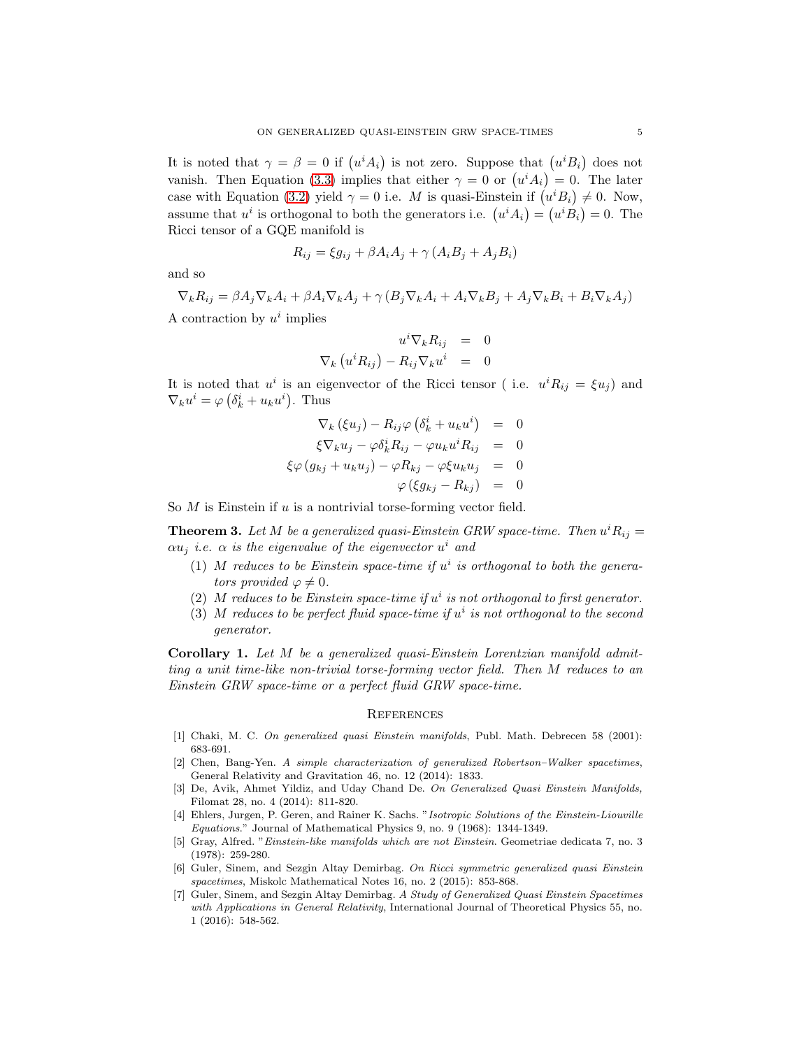It is noted that $\gamma = \beta = 0$ if $\left(u^i A_i\right)$ is not zero. Suppose that $\left(u^i B_i\right)$ does not vanish. Then Equation (3.3) implies that either $\gamma = 0$ or $\left(u^i A_i\right) = 0$. The later case with Equation (3.2) yield $\gamma = 0$ i.e. $M$ is quasi-Einstein if $\left(u^i B_i\right) \neq 0$. Now, assume that $u^i$ is orthogonal to both the generators i.e. $\left(u^i A_i\right) = \left(u^i B_i\right) = 0$. The Ricci tensor of a GQE manifold is

$$R_{ij} = \xi g_{ij} + \beta A_i A_j + \gamma \left(A_i B_j + A_j B_i\right)$$

and so

$$\nabla_k R_{ij} = \beta A_j \nabla_k A_i + \beta A_i \nabla_k A_j + \gamma \left(B_j \nabla_k A_i + A_i \nabla_k B_j + A_j \nabla_k B_i + B_i \nabla_k A_j\right)$$

A contraction by $u^i$ implies

$$\begin{aligned} u^i \nabla_k R_{ij} &= 0 \\ \nabla_k \left(u^i R_{ij}\right) - R_{ij} \nabla_k u^i &= 0 \end{aligned}$$

It is noted that $u^i$ is an eigenvector of the Ricci tensor ( i.e. $u^i R_{ij} = \xi u_j$) and $\nabla_k u^i = \varphi \left(\delta^i_k + u_k u^i\right)$. Thus

$$\begin{aligned} \nabla_k \left(\xi u_j\right) - R_{ij} \varphi \left(\delta^i_k + u_k u^i\right) &= 0 \\ \xi \nabla_k u_j - \varphi \delta^i_k R_{ij} - \varphi u_k u^i R_{ij} &= 0 \\ \xi \varphi \left(g_{kj} + u_k u_j\right) - \varphi R_{kj} - \varphi \xi u_k u_j &= 0 \\ \varphi \left(\xi g_{kj} - R_{kj}\right) &= 0 \end{aligned}$$

So $M$ is Einstein if $u$ is a nontrivial torse-forming vector field.

**Theorem 3.** *Let $M$ be a generalized quasi-Einstein GRW space-time. Then $u^i R_{ij} = \alpha u_j$ i.e. $\alpha$ is the eigenvalue of the eigenvector $u^i$ and*

1. *$M$ reduces to be Einstein space-time if $u^i$ is orthogonal to both the generators provided $\varphi \neq 0$.*
2. *$M$ reduces to be Einstein space-time if $u^i$ is not orthogonal to first generator.*
3. *$M$ reduces to be perfect fluid space-time if $u^i$ is not orthogonal to the second generator.*

**Corollary 1.** *Let $M$ be a generalized quasi-Einstein Lorentzian manifold admitting a unit time-like non-trivial torse-forming vector field. Then $M$ reduces to an Einstein GRW space-time or a perfect fluid GRW space-time.*

## References

[1] Chaki, M. C. *On generalized quasi Einstein manifolds*, Publ. Math. Debrecen 58 (2001): 683-691.

[2] Chen, Bang-Yen. *A simple characterization of generalized Robertson–Walker spacetimes*, General Relativity and Gravitation 46, no. 12 (2014): 1833.

[3] De, Avik, Ahmet Yildiz, and Uday Chand De. *On Generalized Quasi Einstein Manifolds,* Filomat 28, no. 4 (2014): 811-820.

[4] Ehlers, Jurgen, P. Geren, and Rainer K. Sachs. "*Isotropic Solutions of the Einstein-Liouville Equations.*" Journal of Mathematical Physics 9, no. 9 (1968): 1344-1349.

[5] Gray, Alfred. "*Einstein-like manifolds which are not Einstein*. Geometriae dedicata 7, no. 3 (1978): 259-280.

[6] Guler, Sinem, and Sezgin Altay Demirbag. *On Ricci symmetric generalized quasi Einstein spacetimes*, Miskolc Mathematical Notes 16, no. 2 (2015): 853-868.

[7] Guler, Sinem, and Sezgin Altay Demirbag. *A Study of Generalized Quasi Einstein Spacetimes with Applications in General Relativity*, International Journal of Theoretical Physics 55, no. 1 (2016): 548-562.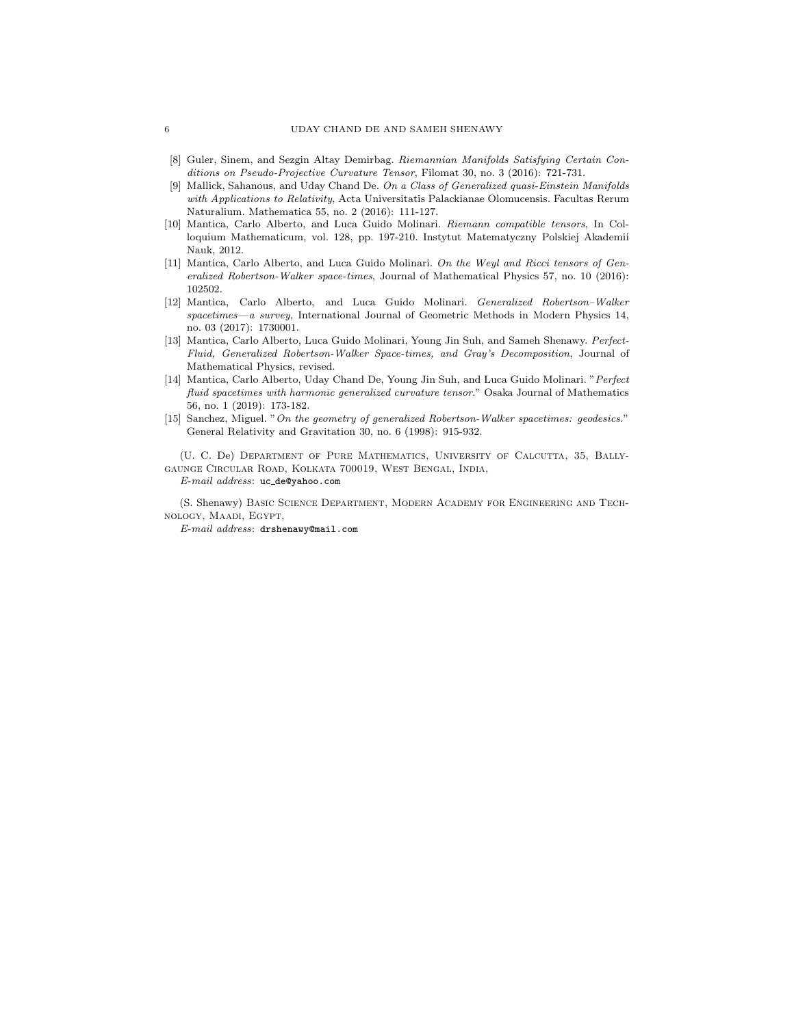[8] Guler, Sinem, and Sezgin Altay Demirbag. *Riemannian Manifolds Satisfying Certain Conditions on Pseudo-Projective Curvature Tensor*, Filomat 30, no. 3 (2016): 721-731.

[9] Mallick, Sahanous, and Uday Chand De. *On a Class of Generalized quasi-Einstein Manifolds with Applications to Relativity*, Acta Universitatis Palackianae Olomucensis. Facultas Rerum Naturalium. Mathematica 55, no. 2 (2016): 111-127.

[10] Mantica, Carlo Alberto, and Luca Guido Molinari. *Riemann compatible tensors*, In Colloquium Mathematicum, vol. 128, pp. 197-210. Instytut Matematyczny Polskiej Akademii Nauk, 2012.

[11] Mantica, Carlo Alberto, and Luca Guido Molinari. *On the Weyl and Ricci tensors of Generalized Robertson-Walker space-times*, Journal of Mathematical Physics 57, no. 10 (2016): 102502.

[12] Mantica, Carlo Alberto, and Luca Guido Molinari. *Generalized Robertson–Walker spacetimes—a survey*, International Journal of Geometric Methods in Modern Physics 14, no. 03 (2017): 1730001.

[13] Mantica, Carlo Alberto, Luca Guido Molinari, Young Jin Suh, and Sameh Shenawy. *Perfect-Fluid, Generalized Robertson-Walker Space-times, and Gray's Decomposition*, Journal of Mathematical Physics, revised.

[14] Mantica, Carlo Alberto, Uday Chand De, Young Jin Suh, and Luca Guido Molinari. "*Perfect fluid spacetimes with harmonic generalized curvature tensor*." Osaka Journal of Mathematics 56, no. 1 (2019): 173-182.

[15] Sanchez, Miguel. "*On the geometry of generalized Robertson-Walker spacetimes: geodesics*." General Relativity and Gravitation 30, no. 6 (1998): 915-932.

(U. C. De) Department of Pure Mathematics, University of Calcutta, 35, Ballygaunge Circular Road, Kolkata 700019, West Bengal, India,
*E-mail address*: uc_de@yahoo.com

(S. Shenawy) Basic Science Department, Modern Academy for Engineering and Technology, Maadi, Egypt,
*E-mail address*: drshenawy@mail.com